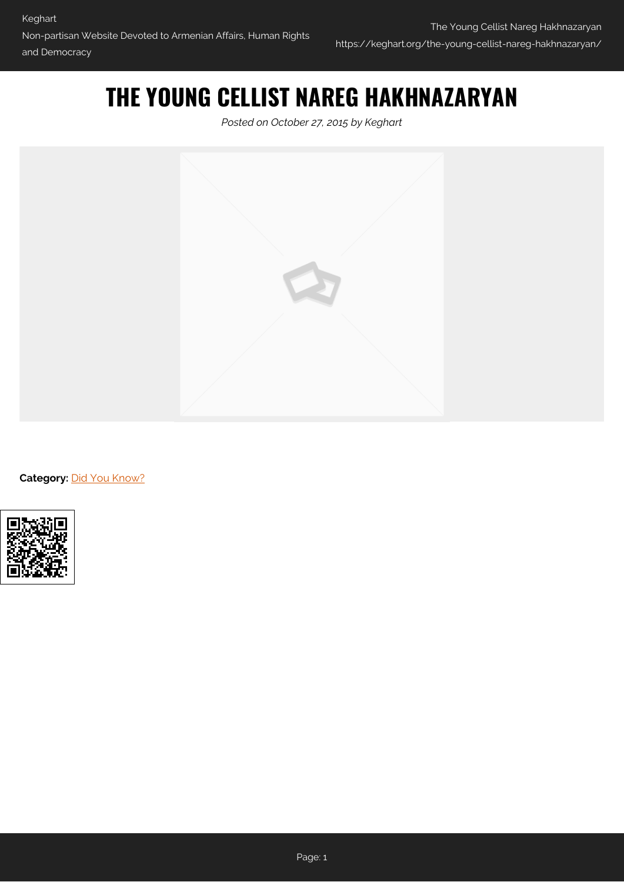# THE YOUNG CELLIST NAREG HAKHNAZARYAN

*Posted on October 27, 2015 by Keghart*

**Category:** Did You Know?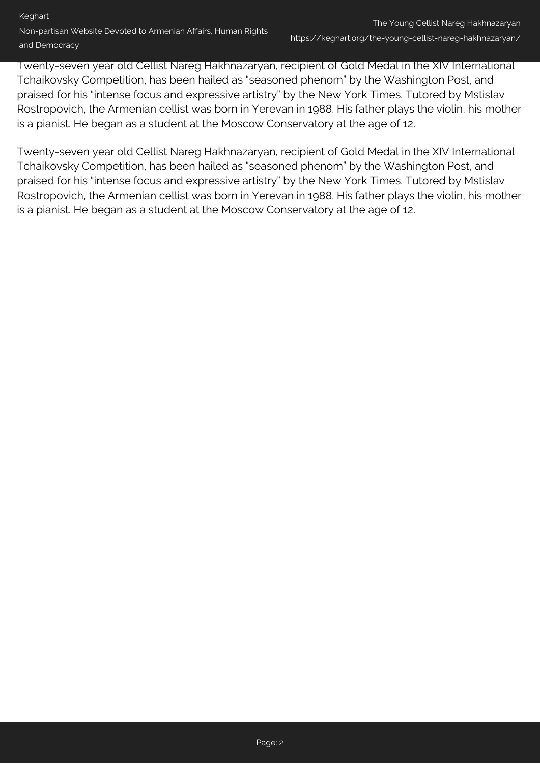Twenty-seven year old Cellist Nareg Hakhnazaryan, recipient of Gold Medal in the XIV International Tchaikovsky Competition, has been hailed as "seasoned phenom" by the Washington Post, and praised for his "intense focus and expressive artistry" by the New York Times. Tutored by Mstislav Rostropovich, the Armenian cellist was born in Yerevan in 1988. His father plays the violin, his mother is a pianist. He began as a student at the Moscow Conservatory at the age of 12.

Twenty-seven year old Cellist Nareg Hakhnazaryan, recipient of Gold Medal in the XIV International Tchaikovsky Competition, has been hailed as "seasoned phenom" by the Washington Post, and praised for his "intense focus and expressive artistry" by the New York Times. Tutored by Mstislav Rostropovich, the Armenian cellist was born in Yerevan in 1988. His father plays the violin, his mother is a pianist. He began as a student at the Moscow Conservatory at the age of 12.